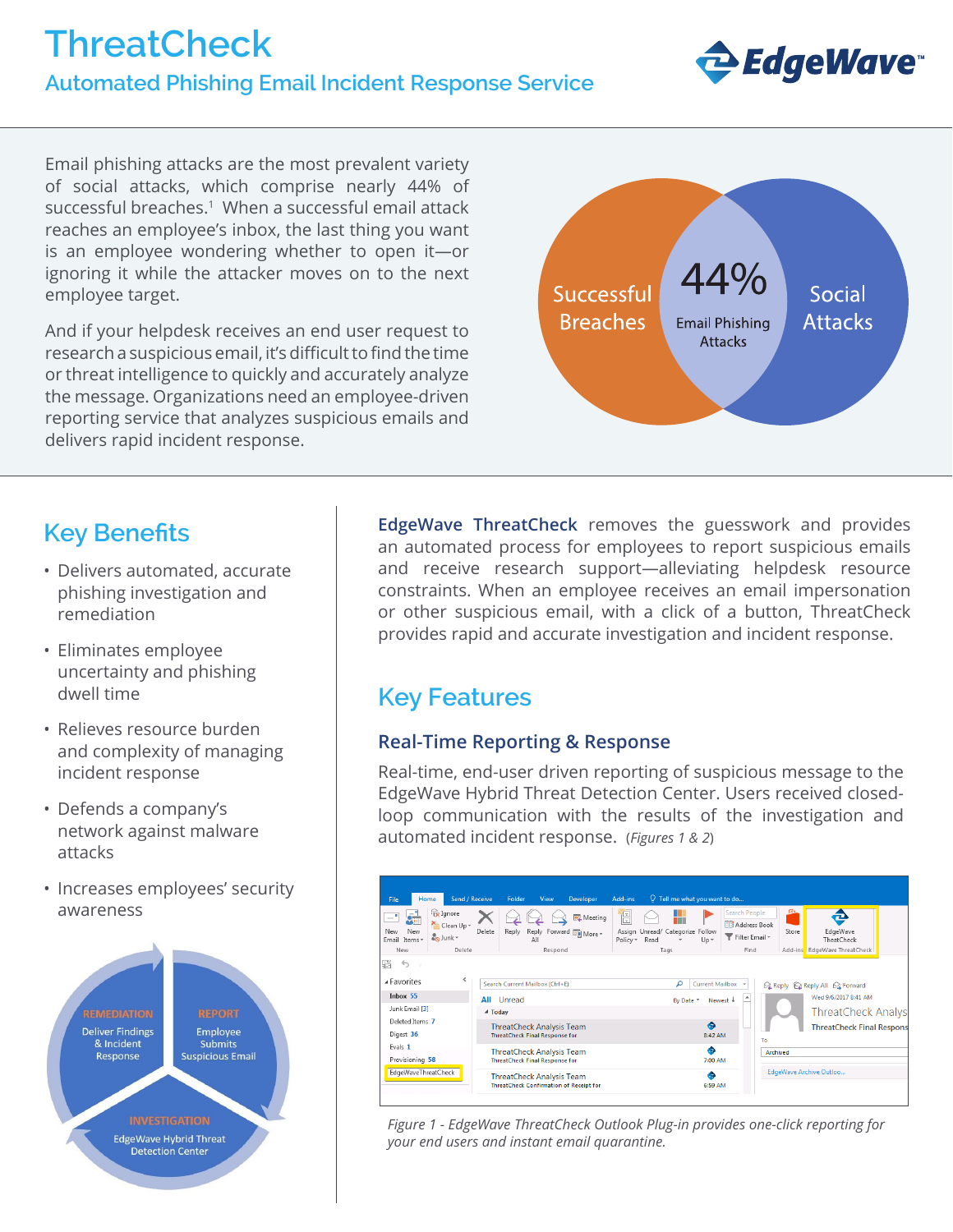# ThreatCheck

## Automated Phishing Email Incident Response Service

Email phishing attacks are the most prevalent variety of social attacks, which comprise nearly 44% of successful breaches.[1] When a successful email attack reaches an employee's inbox, the last thing you want is an employee wondering whether to open it—or ignoring it while the attacker moves on to the next employee target.

And if your helpdesk receives an end user request to research a suspicious email, it's difficult to find the time or threat intelligence to quickly and accurately analyze the message. Organizations need an employee-driven reporting service that analyzes suspicious emails and delivers rapid incident response.

Successful Breaches | 44% Email Phishing Attacks | Social Attacks

## Key Benefits

- Delivers automated, accurate phishing investigation and remediation
- Eliminates employee uncertainty and phishing dwell time
- Relieves resource burden and complexity of managing incident response
- Defends a company's network against malware attacks
- Increases employees' security awareness

REPORT: Employee Submits Suspicious Email
INVESTIGATION: EdgeWave Hybrid Threat Detection Center
REMEDIATION: Deliver Findings & Incident Response

**EdgeWave ThreatCheck** removes the guesswork and provides an automated process for employees to report suspicious emails and receive research support—alleviating helpdesk resource constraints. When an employee receives an email impersonation or other suspicious email, with a click of a button, ThreatCheck provides rapid and accurate investigation and incident response.

## Key Features

### Real-Time Reporting & Response

Real-time, end-user driven reporting of suspicious message to the EdgeWave Hybrid Threat Detection Center. Users received closed-loop communication with the results of the investigation and automated incident response. (*Figures 1 & 2*)

*Figure 1 - EdgeWave ThreatCheck Outlook Plug-in provides one-click reporting for your end users and instant email quarantine.*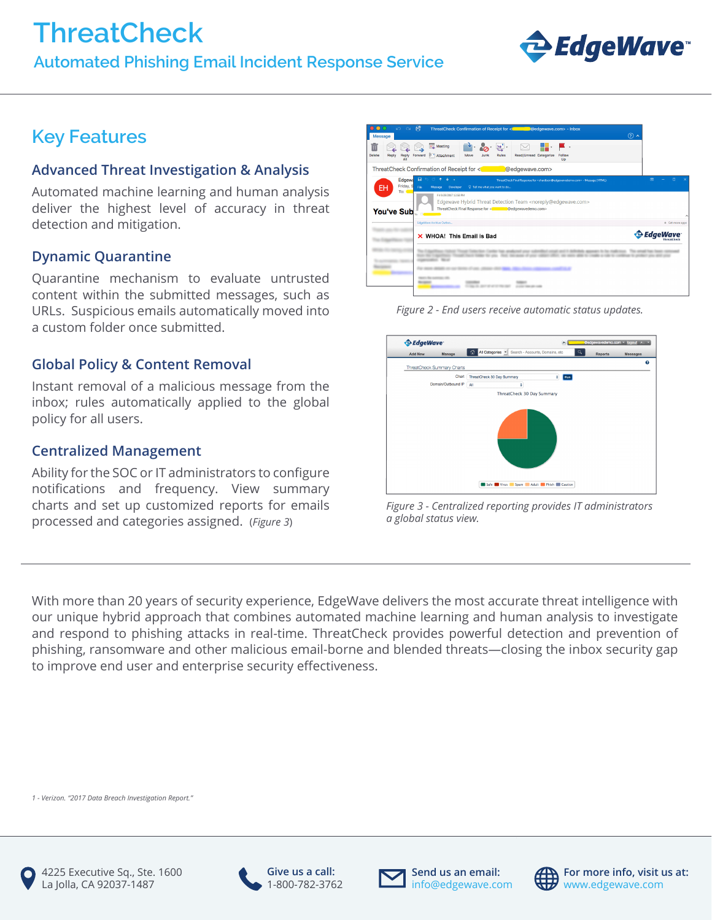# ThreatCheck

## Automated Phishing Email Incident Response Service

## Key Features

### Advanced Threat Investigation & Analysis

Automated machine learning and human analysis deliver the highest level of accuracy in threat detection and mitigation.

### Dynamic Quarantine

Quarantine mechanism to evaluate untrusted content within the submitted messages, such as URLs. Suspicious emails automatically moved into a custom folder once submitted.

### Global Policy & Content Removal

Instant removal of a malicious message from the inbox; rules automatically applied to the global policy for all users.

### Centralized Management

Ability for the SOC or IT administrators to configure notifications and frequency. View summary charts and set up customized reports for emails processed and categories assigned. (*Figure 3*)

*Figure 2 - End users receive automatic status updates.*

*Figure 3 - Centralized reporting provides IT administrators a global status view.*

With more than 20 years of security experience, EdgeWave delivers the most accurate threat intelligence with our unique hybrid approach that combines automated machine learning and human analysis to investigate and respond to phishing attacks in real-time. ThreatCheck provides powerful detection and prevention of phishing, ransomware and other malicious email-borne and blended threats—closing the inbox security gap to improve end user and enterprise security effectiveness.

*1 - Verizon. "2017 Data Breach Investigation Report."*

4225 Executive Sq., Ste. 1600
La Jolla, CA 92037-1487

**Give us a call:**
1-800-782-3762

**Send us an email:**
info@edgewave.com

**For more info, visit us at:**
www.edgewave.com